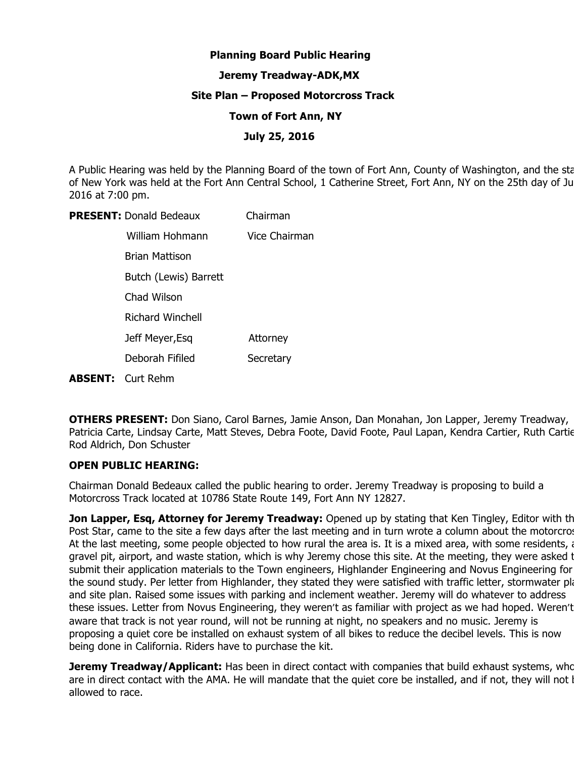**Planning Board Public Hearing**

**Jeremy Treadway-ADK,MX**

**Site Plan – Proposed Motorcross Track**

**Town of Fort Ann, NY**

**July 25, 2016**

A Public Hearing was held by the Planning Board of the town of Fort Ann, County of Washington, and the sta of New York was held at the Fort Ann Central School, 1 Catherine Street, Fort Ann, NY on the 25th day of Ju 2016 at 7:00 pm.

**PRESENT:** Donald Bedeaux Chairman

William Hohmann Vice Chairman

Brian Mattison

Butch (Lewis) Barrett

Chad Wilson

Richard Winchell

Jeff Meyer,Esq Attorney

Deborah Fifiled Secretary

**ABSENT:** Curt Rehm

**OTHERS PRESENT:** Don Siano, Carol Barnes, Jamie Anson, Dan Monahan, Jon Lapper, Jeremy Treadway, Patricia Carte, Lindsay Carte, Matt Steves, Debra Foote, David Foote, Paul Lapan, Kendra Cartier, Ruth Cartie Rod Aldrich, Don Schuster

**OPEN PUBLIC HEARING:**

Chairman Donald Bedeaux called the public hearing to order. Jeremy Treadway is proposing to build a Motorcross Track located at 10786 State Route 149, Fort Ann NY 12827.

**Jon Lapper, Esq, Attorney for Jeremy Treadway:** Opened up by stating that Ken Tingley, Editor with th Post Star, came to the site a few days after the last meeting and in turn wrote a column about the motorcros At the last meeting, some people objected to how rural the area is. It is a mixed area, with some residents, a gravel pit, airport, and waste station, which is why Jeremy chose this site. At the meeting, they were asked t submit their application materials to the Town engineers, Highlander Engineering and Novus Engineering for the sound study. Per letter from Highlander, they stated they were satisfied with traffic letter, stormwater pla and site plan. Raised some issues with parking and inclement weather. Jeremy will do whatever to address these issues. Letter from Novus Engineering, they weren't as familiar with project as we had hoped. Weren't aware that track is not year round, will not be running at night, no speakers and no music. Jeremy is proposing a quiet core be installed on exhaust system of all bikes to reduce the decibel levels. This is now being done in California. Riders have to purchase the kit.

**Jeremy Treadway/Applicant:** Has been in direct contact with companies that build exhaust systems, who are in direct contact with the AMA. He will mandate that the quiet core be installed, and if not, they will not b allowed to race.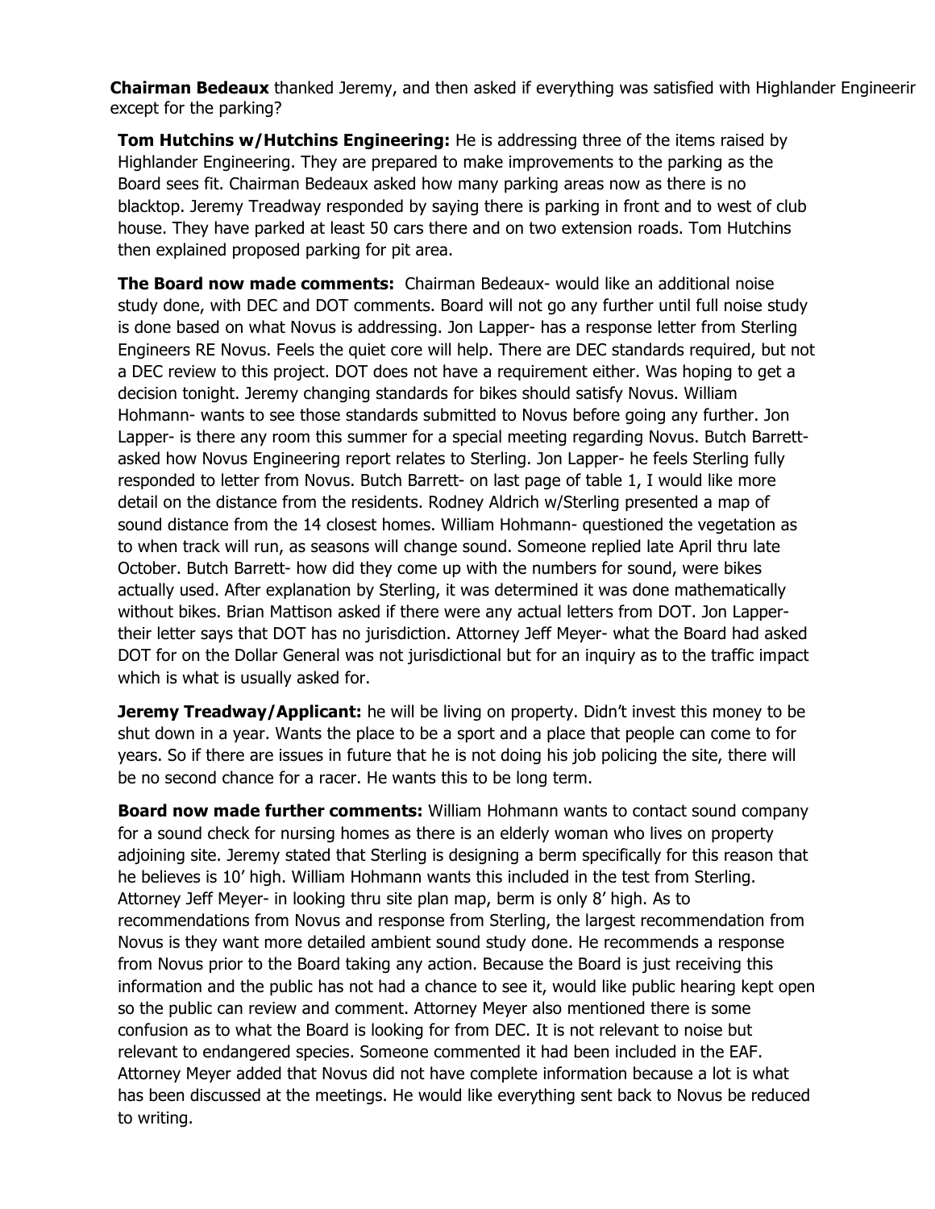**Chairman Bedeaux** thanked Jeremy, and then asked if everything was satisfied with Highlander Engineerir except for the parking?

**Tom Hutchins w/Hutchins Engineering:** He is addressing three of the items raised by Highlander Engineering. They are prepared to make improvements to the parking as the Board sees fit. Chairman Bedeaux asked how many parking areas now as there is no blacktop. Jeremy Treadway responded by saying there is parking in front and to west of club house. They have parked at least 50 cars there and on two extension roads. Tom Hutchins then explained proposed parking for pit area.

**The Board now made comments:** Chairman Bedeaux- would like an additional noise study done, with DEC and DOT comments. Board will not go any further until full noise study is done based on what Novus is addressing. Jon Lapper- has a response letter from Sterling Engineers RE Novus. Feels the quiet core will help. There are DEC standards required, but not a DEC review to this project. DOT does not have a requirement either. Was hoping to get a decision tonight. Jeremy changing standards for bikes should satisfy Novus. William Hohmann- wants to see those standards submitted to Novus before going any further. Jon Lapper- is there any room this summer for a special meeting regarding Novus. Butch Barrett- asked how Novus Engineering report relates to Sterling. Jon Lapper- he feels Sterling fully responded to letter from Novus. Butch Barrett- on last page of table 1, I would like more detail on the distance from the residents. Rodney Aldrich w/Sterling presented a map of sound distance from the 14 closest homes. William Hohmann- questioned the vegetation as to when track will run, as seasons will change sound. Someone replied late April thru late October. Butch Barrett- how did they come up with the numbers for sound, were bikes actually used. After explanation by Sterling, it was determined it was done mathematically without bikes. Brian Mattison asked if there were any actual letters from DOT. Jon Lapper- their letter says that DOT has no jurisdiction. Attorney Jeff Meyer- what the Board had asked DOT for on the Dollar General was not jurisdictional but for an inquiry as to the traffic impact which is what is usually asked for.

**Jeremy Treadway/Applicant:** he will be living on property. Didn't invest this money to be shut down in a year. Wants the place to be a sport and a place that people can come to for years. So if there are issues in future that he is not doing his job policing the site, there will be no second chance for a racer. He wants this to be long term.

**Board now made further comments:** William Hohmann wants to contact sound company for a sound check for nursing homes as there is an elderly woman who lives on property adjoining site. Jeremy stated that Sterling is designing a berm specifically for this reason that he believes is 10' high. William Hohmann wants this included in the test from Sterling. Attorney Jeff Meyer- in looking thru site plan map, berm is only 8' high. As to recommendations from Novus and response from Sterling, the largest recommendation from Novus is they want more detailed ambient sound study done. He recommends a response from Novus prior to the Board taking any action. Because the Board is just receiving this information and the public has not had a chance to see it, would like public hearing kept open so the public can review and comment. Attorney Meyer also mentioned there is some confusion as to what the Board is looking for from DEC. It is not relevant to noise but relevant to endangered species. Someone commented it had been included in the EAF. Attorney Meyer added that Novus did not have complete information because a lot is what has been discussed at the meetings. He would like everything sent back to Novus be reduced to writing.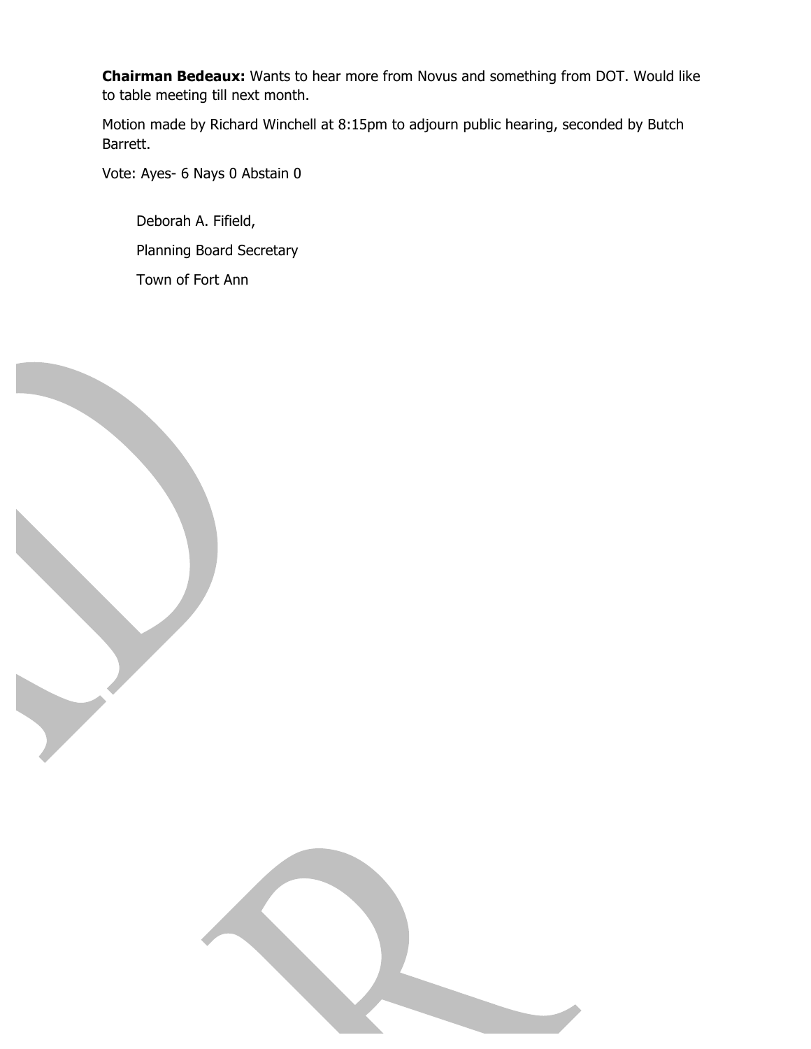**Chairman Bedeaux:** Wants to hear more from Novus and something from DOT. Would like to table meeting till next month.

Motion made by Richard Winchell at 8:15pm to adjourn public hearing, seconded by Butch Barrett.

Vote: Ayes- 6 Nays 0 Abstain 0

Deborah A. Fifield,

Planning Board Secretary

Town of Fort Ann